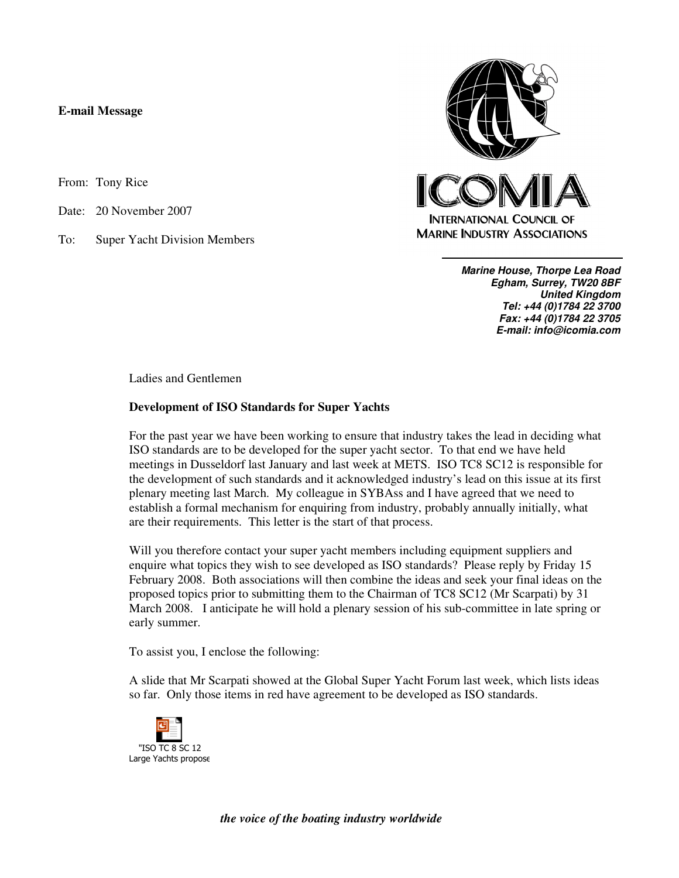**E-mail Message**

From: Tony Rice

Date: 20 November 2007

To: Super Yacht Division Members

ICOMIA
INTERNATIONAL COUNCIL OF MARINE INDUSTRY ASSOCIATIONS

***Marine House, Thorpe Lea Road***
***Egham, Surrey, TW20 8BF***
***United Kingdom***
***Tel: +44 (0)1784 22 3700***
***Fax: +44 (0)1784 22 3705***
***E-mail: info@icomia.com***

Ladies and Gentlemen

**Development of ISO Standards for Super Yachts**

For the past year we have been working to ensure that industry takes the lead in deciding what ISO standards are to be developed for the super yacht sector. To that end we have held meetings in Dusseldorf last January and last week at METS. ISO TC8 SC12 is responsible for the development of such standards and it acknowledged industry's lead on this issue at its first plenary meeting last March. My colleague in SYBAss and I have agreed that we need to establish a formal mechanism for enquiring from industry, probably annually initially, what are their requirements. This letter is the start of that process.

Will you therefore contact your super yacht members including equipment suppliers and enquire what topics they wish to see developed as ISO standards? Please reply by Friday 15 February 2008. Both associations will then combine the ideas and seek your final ideas on the proposed topics prior to submitting them to the Chairman of TC8 SC12 (Mr Scarpati) by 31 March 2008. I anticipate he will hold a plenary session of his sub-committee in late spring or early summer.

To assist you, I enclose the following:

A slide that Mr Scarpati showed at the Global Super Yacht Forum last week, which lists ideas so far. Only those items in red have agreement to be developed as ISO standards.

"ISO TC 8 SC 12 Large Yachts propose

*the voice of the boating industry worldwide*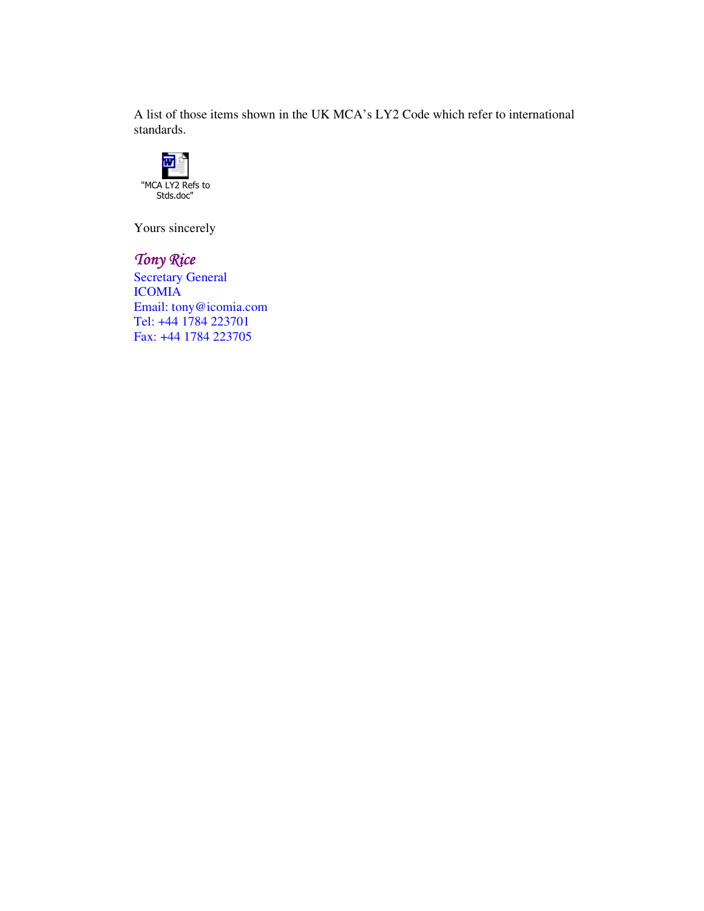A list of those items shown in the UK MCA's LY2 Code which refer to international standards.

"MCA LY2 Refs to Stds.doc"

Yours sincerely

*Tony Rice*
Secretary General
ICOMIA
Email: tony@icomia.com
Tel: +44 1784 223701
Fax: +44 1784 223705